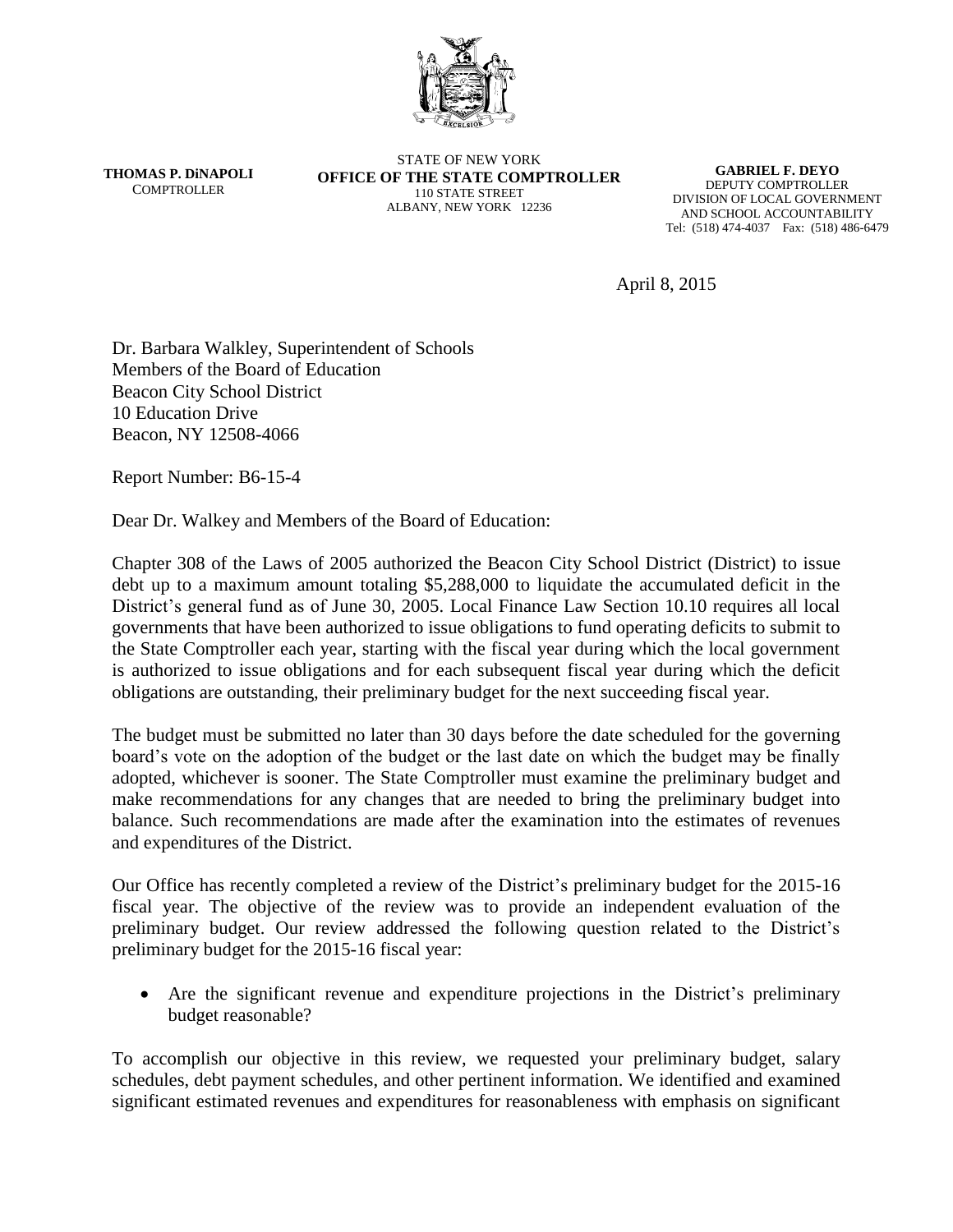THOMAS P. DiNAPOLI
COMPTROLLER

STATE OF NEW YORK
**OFFICE OF THE STATE COMPTROLLER**
110 STATE STREET
ALBANY, NEW YORK 12236

**GABRIEL F. DEYO**
DEPUTY COMPTROLLER
DIVISION OF LOCAL GOVERNMENT
AND SCHOOL ACCOUNTABILITY
Tel: (518) 474-4037 Fax: (518) 486-6479

April 8, 2015

Dr. Barbara Walkley, Superintendent of Schools
Members of the Board of Education
Beacon City School District
10 Education Drive
Beacon, NY 12508-4066

Report Number: B6-15-4

Dear Dr. Walkey and Members of the Board of Education:

Chapter 308 of the Laws of 2005 authorized the Beacon City School District (District) to issue debt up to a maximum amount totaling $5,288,000 to liquidate the accumulated deficit in the District's general fund as of June 30, 2005. Local Finance Law Section 10.10 requires all local governments that have been authorized to issue obligations to fund operating deficits to submit to the State Comptroller each year, starting with the fiscal year during which the local government is authorized to issue obligations and for each subsequent fiscal year during which the deficit obligations are outstanding, their preliminary budget for the next succeeding fiscal year.

The budget must be submitted no later than 30 days before the date scheduled for the governing board's vote on the adoption of the budget or the last date on which the budget may be finally adopted, whichever is sooner. The State Comptroller must examine the preliminary budget and make recommendations for any changes that are needed to bring the preliminary budget into balance. Such recommendations are made after the examination into the estimates of revenues and expenditures of the District.

Our Office has recently completed a review of the District's preliminary budget for the 2015-16 fiscal year. The objective of the review was to provide an independent evaluation of the preliminary budget. Our review addressed the following question related to the District's preliminary budget for the 2015-16 fiscal year:

- Are the significant revenue and expenditure projections in the District's preliminary budget reasonable?

To accomplish our objective in this review, we requested your preliminary budget, salary schedules, debt payment schedules, and other pertinent information. We identified and examined significant estimated revenues and expenditures for reasonableness with emphasis on significant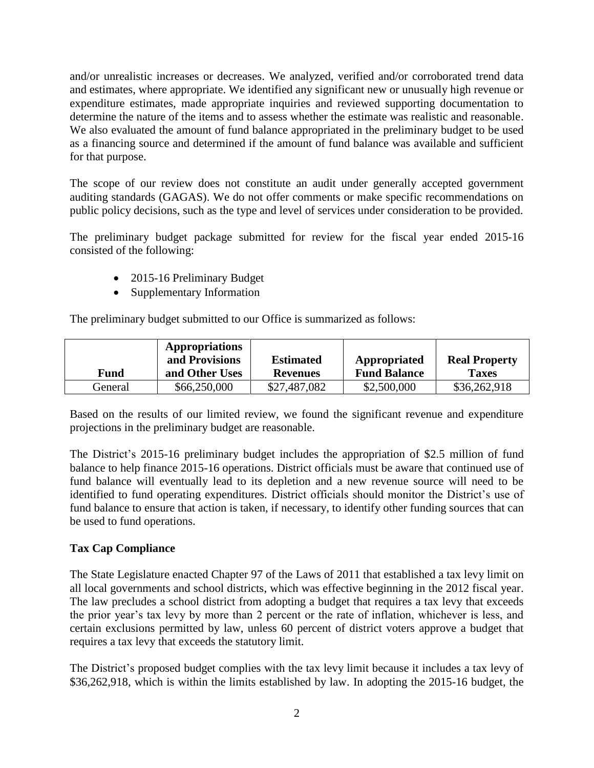and/or unrealistic increases or decreases. We analyzed, verified and/or corroborated trend data and estimates, where appropriate. We identified any significant new or unusually high revenue or expenditure estimates, made appropriate inquiries and reviewed supporting documentation to determine the nature of the items and to assess whether the estimate was realistic and reasonable. We also evaluated the amount of fund balance appropriated in the preliminary budget to be used as a financing source and determined if the amount of fund balance was available and sufficient for that purpose.

The scope of our review does not constitute an audit under generally accepted government auditing standards (GAGAS). We do not offer comments or make specific recommendations on public policy decisions, such as the type and level of services under consideration to be provided.

The preliminary budget package submitted for review for the fiscal year ended 2015-16 consisted of the following:

- 2015-16 Preliminary Budget
- Supplementary Information

The preliminary budget submitted to our Office is summarized as follows:

| Fund | Appropriations and Provisions and Other Uses | Estimated Revenues | Appropriated Fund Balance | Real Property Taxes |
|---|---|---|---|---|
| General | \$66,250,000 | \$27,487,082 | \$2,500,000 | \$36,262,918 |

Based on the results of our limited review, we found the significant revenue and expenditure projections in the preliminary budget are reasonable.

The District's 2015-16 preliminary budget includes the appropriation of \$2.5 million of fund balance to help finance 2015-16 operations. District officials must be aware that continued use of fund balance will eventually lead to its depletion and a new revenue source will need to be identified to fund operating expenditures. District officials should monitor the District's use of fund balance to ensure that action is taken, if necessary, to identify other funding sources that can be used to fund operations.

**Tax Cap Compliance**

The State Legislature enacted Chapter 97 of the Laws of 2011 that established a tax levy limit on all local governments and school districts, which was effective beginning in the 2012 fiscal year. The law precludes a school district from adopting a budget that requires a tax levy that exceeds the prior year's tax levy by more than 2 percent or the rate of inflation, whichever is less, and certain exclusions permitted by law, unless 60 percent of district voters approve a budget that requires a tax levy that exceeds the statutory limit.

The District's proposed budget complies with the tax levy limit because it includes a tax levy of \$36,262,918, which is within the limits established by law. In adopting the 2015-16 budget, the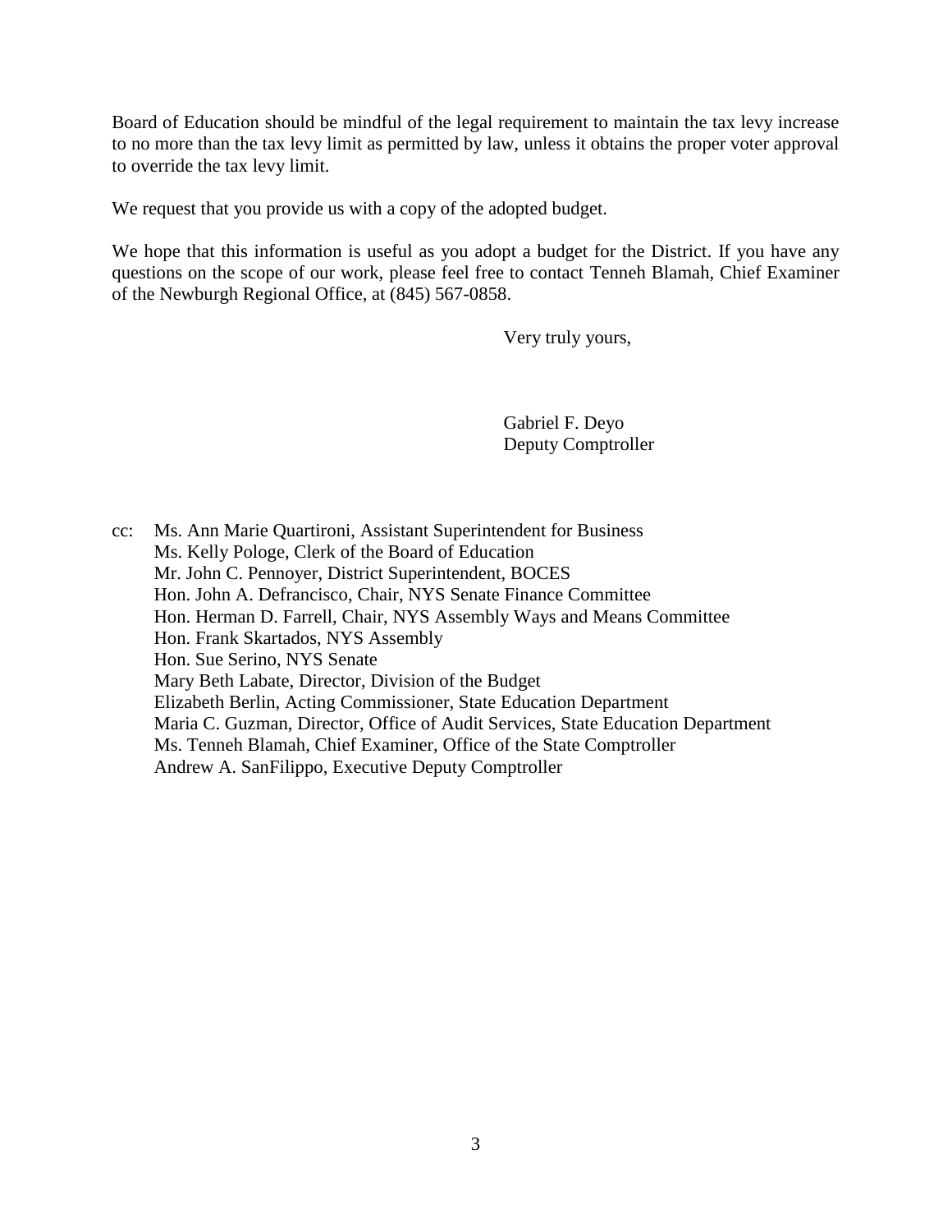Board of Education should be mindful of the legal requirement to maintain the tax levy increase to no more than the tax levy limit as permitted by law, unless it obtains the proper voter approval to override the tax levy limit.

We request that you provide us with a copy of the adopted budget.

We hope that this information is useful as you adopt a budget for the District. If you have any questions on the scope of our work, please feel free to contact Tenneh Blamah, Chief Examiner of the Newburgh Regional Office, at (845) 567-0858.

Very truly yours,

Gabriel F. Deyo
Deputy Comptroller

cc: Ms. Ann Marie Quartironi, Assistant Superintendent for Business
Ms. Kelly Pologe, Clerk of the Board of Education
Mr. John C. Pennoyer, District Superintendent, BOCES
Hon. John A. Defrancisco, Chair, NYS Senate Finance Committee
Hon. Herman D. Farrell, Chair, NYS Assembly Ways and Means Committee
Hon. Frank Skartados, NYS Assembly
Hon. Sue Serino, NYS Senate
Mary Beth Labate, Director, Division of the Budget
Elizabeth Berlin, Acting Commissioner, State Education Department
Maria C. Guzman, Director, Office of Audit Services, State Education Department
Ms. Tenneh Blamah, Chief Examiner, Office of the State Comptroller
Andrew A. SanFilippo, Executive Deputy Comptroller